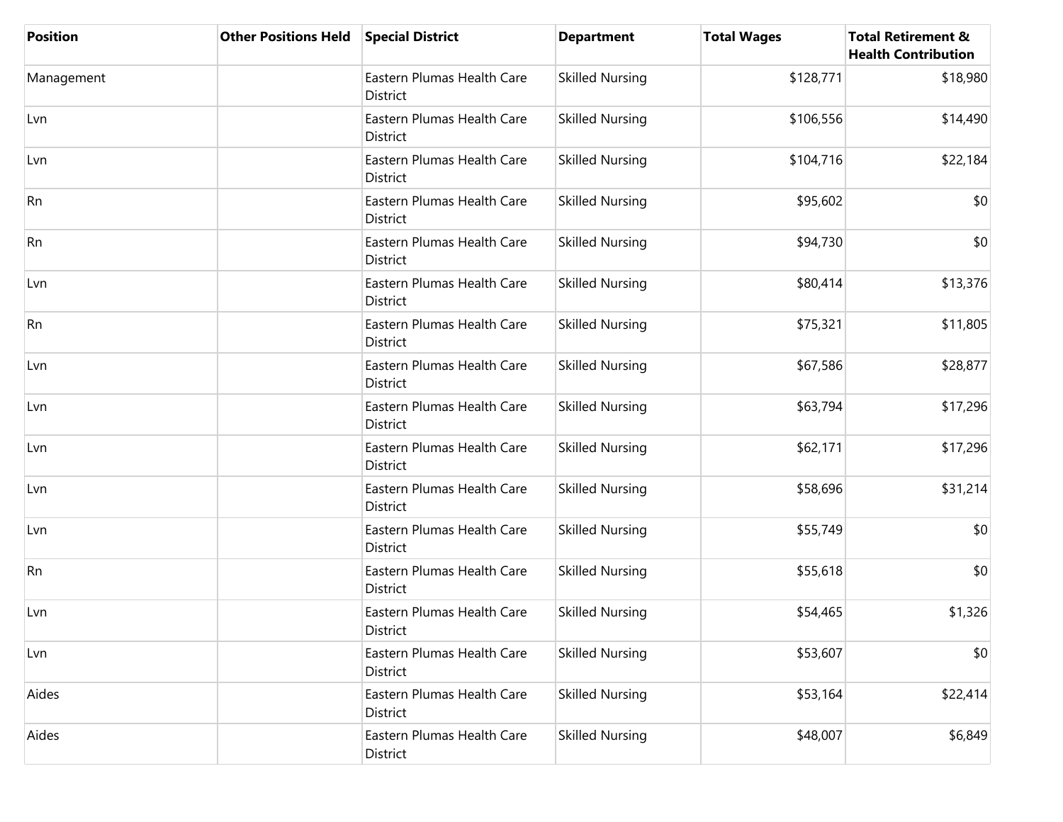| Position | Other Positions Held | Special District | Department | Total Wages | Total Retirement & Health Contribution |
| --- | --- | --- | --- | --- | --- |
| Management | | Eastern Plumas Health Care District | Skilled Nursing | $128,771 | $18,980 |
| Lvn | | Eastern Plumas Health Care District | Skilled Nursing | $106,556 | $14,490 |
| Lvn | | Eastern Plumas Health Care District | Skilled Nursing | $104,716 | $22,184 |
| Rn | | Eastern Plumas Health Care District | Skilled Nursing | $95,602 | $0 |
| Rn | | Eastern Plumas Health Care District | Skilled Nursing | $94,730 | $0 |
| Lvn | | Eastern Plumas Health Care District | Skilled Nursing | $80,414 | $13,376 |
| Rn | | Eastern Plumas Health Care District | Skilled Nursing | $75,321 | $11,805 |
| Lvn | | Eastern Plumas Health Care District | Skilled Nursing | $67,586 | $28,877 |
| Lvn | | Eastern Plumas Health Care District | Skilled Nursing | $63,794 | $17,296 |
| Lvn | | Eastern Plumas Health Care District | Skilled Nursing | $62,171 | $17,296 |
| Lvn | | Eastern Plumas Health Care District | Skilled Nursing | $58,696 | $31,214 |
| Lvn | | Eastern Plumas Health Care District | Skilled Nursing | $55,749 | $0 |
| Rn | | Eastern Plumas Health Care District | Skilled Nursing | $55,618 | $0 |
| Lvn | | Eastern Plumas Health Care District | Skilled Nursing | $54,465 | $1,326 |
| Lvn | | Eastern Plumas Health Care District | Skilled Nursing | $53,607 | $0 |
| Aides | | Eastern Plumas Health Care District | Skilled Nursing | $53,164 | $22,414 |
| Aides | | Eastern Plumas Health Care District | Skilled Nursing | $48,007 | $6,849 |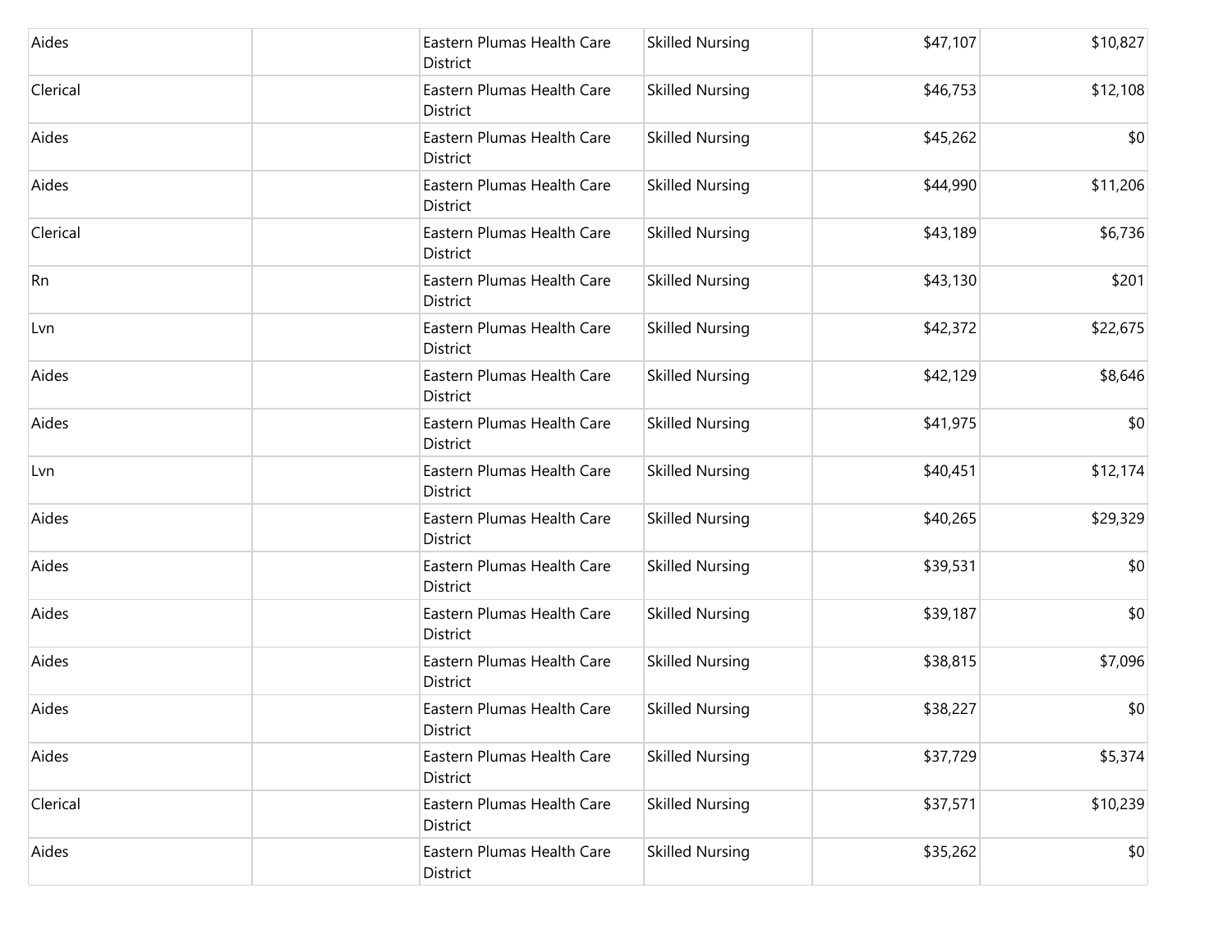| | | | | | |
|---|---|---|---|---|---|
| Aides | | Eastern Plumas Health Care District | Skilled Nursing | $47,107 | $10,827 |
| Clerical | | Eastern Plumas Health Care District | Skilled Nursing | $46,753 | $12,108 |
| Aides | | Eastern Plumas Health Care District | Skilled Nursing | $45,262 | $0 |
| Aides | | Eastern Plumas Health Care District | Skilled Nursing | $44,990 | $11,206 |
| Clerical | | Eastern Plumas Health Care District | Skilled Nursing | $43,189 | $6,736 |
| Rn | | Eastern Plumas Health Care District | Skilled Nursing | $43,130 | $201 |
| Lvn | | Eastern Plumas Health Care District | Skilled Nursing | $42,372 | $22,675 |
| Aides | | Eastern Plumas Health Care District | Skilled Nursing | $42,129 | $8,646 |
| Aides | | Eastern Plumas Health Care District | Skilled Nursing | $41,975 | $0 |
| Lvn | | Eastern Plumas Health Care District | Skilled Nursing | $40,451 | $12,174 |
| Aides | | Eastern Plumas Health Care District | Skilled Nursing | $40,265 | $29,329 |
| Aides | | Eastern Plumas Health Care District | Skilled Nursing | $39,531 | $0 |
| Aides | | Eastern Plumas Health Care District | Skilled Nursing | $39,187 | $0 |
| Aides | | Eastern Plumas Health Care District | Skilled Nursing | $38,815 | $7,096 |
| Aides | | Eastern Plumas Health Care District | Skilled Nursing | $38,227 | $0 |
| Aides | | Eastern Plumas Health Care District | Skilled Nursing | $37,729 | $5,374 |
| Clerical | | Eastern Plumas Health Care District | Skilled Nursing | $37,571 | $10,239 |
| Aides | | Eastern Plumas Health Care District | Skilled Nursing | $35,262 | $0 |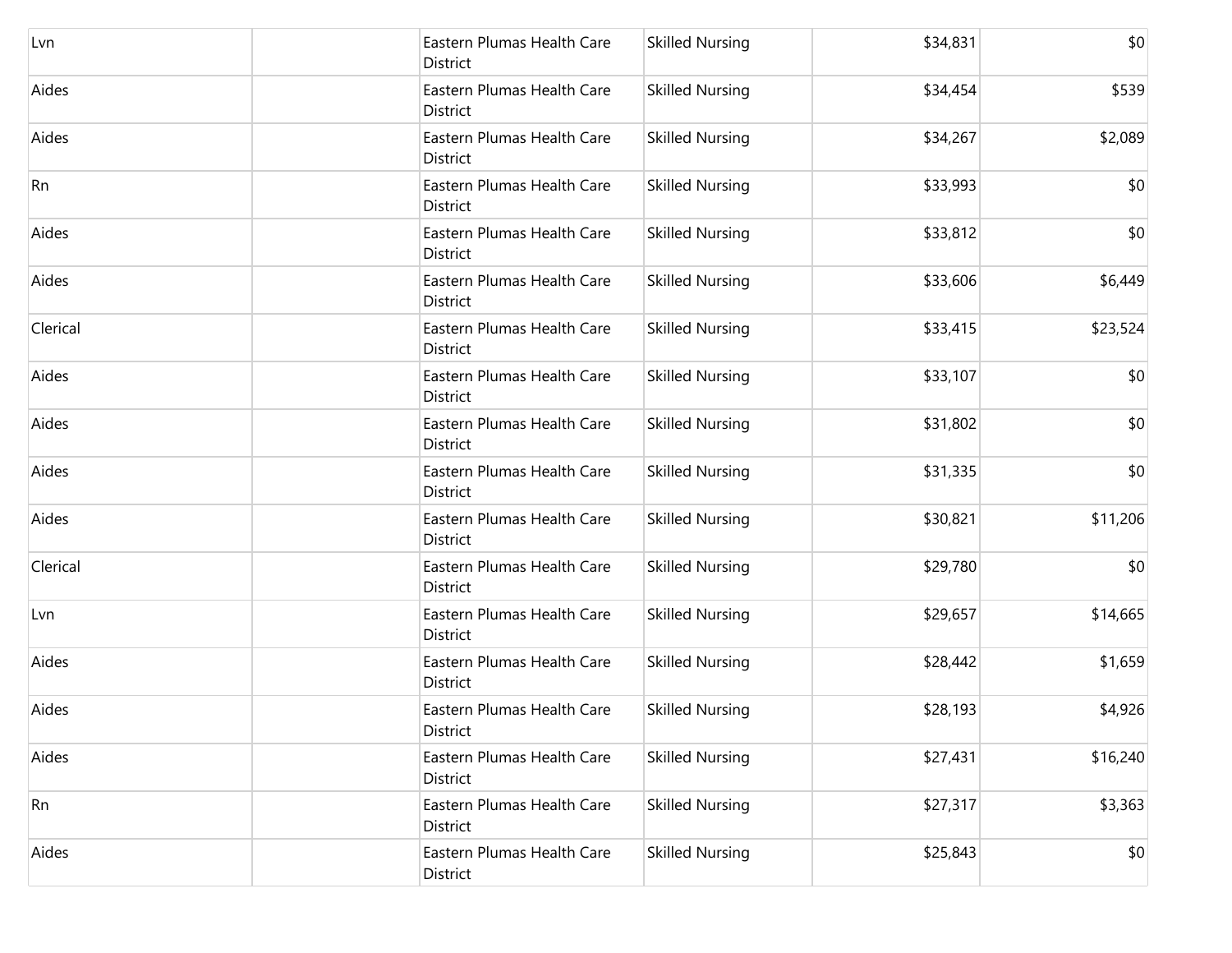| | | | | | |
|---|---|---|---|---|---|
| Lvn | | Eastern Plumas Health Care District | Skilled Nursing | $34,831 | $0 |
| Aides | | Eastern Plumas Health Care District | Skilled Nursing | $34,454 | $539 |
| Aides | | Eastern Plumas Health Care District | Skilled Nursing | $34,267 | $2,089 |
| Rn | | Eastern Plumas Health Care District | Skilled Nursing | $33,993 | $0 |
| Aides | | Eastern Plumas Health Care District | Skilled Nursing | $33,812 | $0 |
| Aides | | Eastern Plumas Health Care District | Skilled Nursing | $33,606 | $6,449 |
| Clerical | | Eastern Plumas Health Care District | Skilled Nursing | $33,415 | $23,524 |
| Aides | | Eastern Plumas Health Care District | Skilled Nursing | $33,107 | $0 |
| Aides | | Eastern Plumas Health Care District | Skilled Nursing | $31,802 | $0 |
| Aides | | Eastern Plumas Health Care District | Skilled Nursing | $31,335 | $0 |
| Aides | | Eastern Plumas Health Care District | Skilled Nursing | $30,821 | $11,206 |
| Clerical | | Eastern Plumas Health Care District | Skilled Nursing | $29,780 | $0 |
| Lvn | | Eastern Plumas Health Care District | Skilled Nursing | $29,657 | $14,665 |
| Aides | | Eastern Plumas Health Care District | Skilled Nursing | $28,442 | $1,659 |
| Aides | | Eastern Plumas Health Care District | Skilled Nursing | $28,193 | $4,926 |
| Aides | | Eastern Plumas Health Care District | Skilled Nursing | $27,431 | $16,240 |
| Rn | | Eastern Plumas Health Care District | Skilled Nursing | $27,317 | $3,363 |
| Aides | | Eastern Plumas Health Care District | Skilled Nursing | $25,843 | $0 |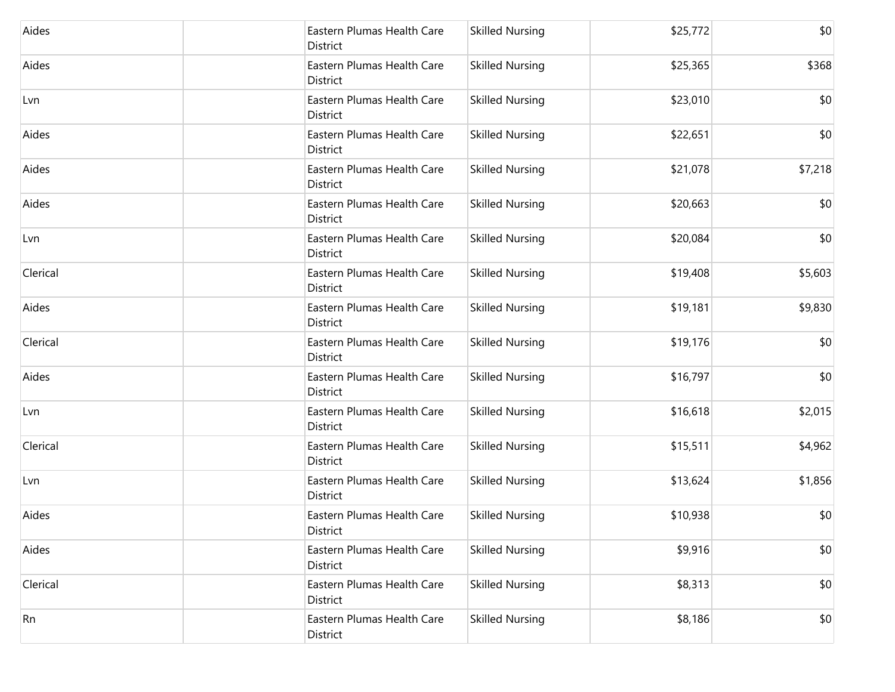| | | | | | |
|---|---|---|---|---|---|
| Aides | | Eastern Plumas Health Care District | Skilled Nursing | $25,772 | $0 |
| Aides | | Eastern Plumas Health Care District | Skilled Nursing | $25,365 | $368 |
| Lvn | | Eastern Plumas Health Care District | Skilled Nursing | $23,010 | $0 |
| Aides | | Eastern Plumas Health Care District | Skilled Nursing | $22,651 | $0 |
| Aides | | Eastern Plumas Health Care District | Skilled Nursing | $21,078 | $7,218 |
| Aides | | Eastern Plumas Health Care District | Skilled Nursing | $20,663 | $0 |
| Lvn | | Eastern Plumas Health Care District | Skilled Nursing | $20,084 | $0 |
| Clerical | | Eastern Plumas Health Care District | Skilled Nursing | $19,408 | $5,603 |
| Aides | | Eastern Plumas Health Care District | Skilled Nursing | $19,181 | $9,830 |
| Clerical | | Eastern Plumas Health Care District | Skilled Nursing | $19,176 | $0 |
| Aides | | Eastern Plumas Health Care District | Skilled Nursing | $16,797 | $0 |
| Lvn | | Eastern Plumas Health Care District | Skilled Nursing | $16,618 | $2,015 |
| Clerical | | Eastern Plumas Health Care District | Skilled Nursing | $15,511 | $4,962 |
| Lvn | | Eastern Plumas Health Care District | Skilled Nursing | $13,624 | $1,856 |
| Aides | | Eastern Plumas Health Care District | Skilled Nursing | $10,938 | $0 |
| Aides | | Eastern Plumas Health Care District | Skilled Nursing | $9,916 | $0 |
| Clerical | | Eastern Plumas Health Care District | Skilled Nursing | $8,313 | $0 |
| Rn | | Eastern Plumas Health Care District | Skilled Nursing | $8,186 | $0 |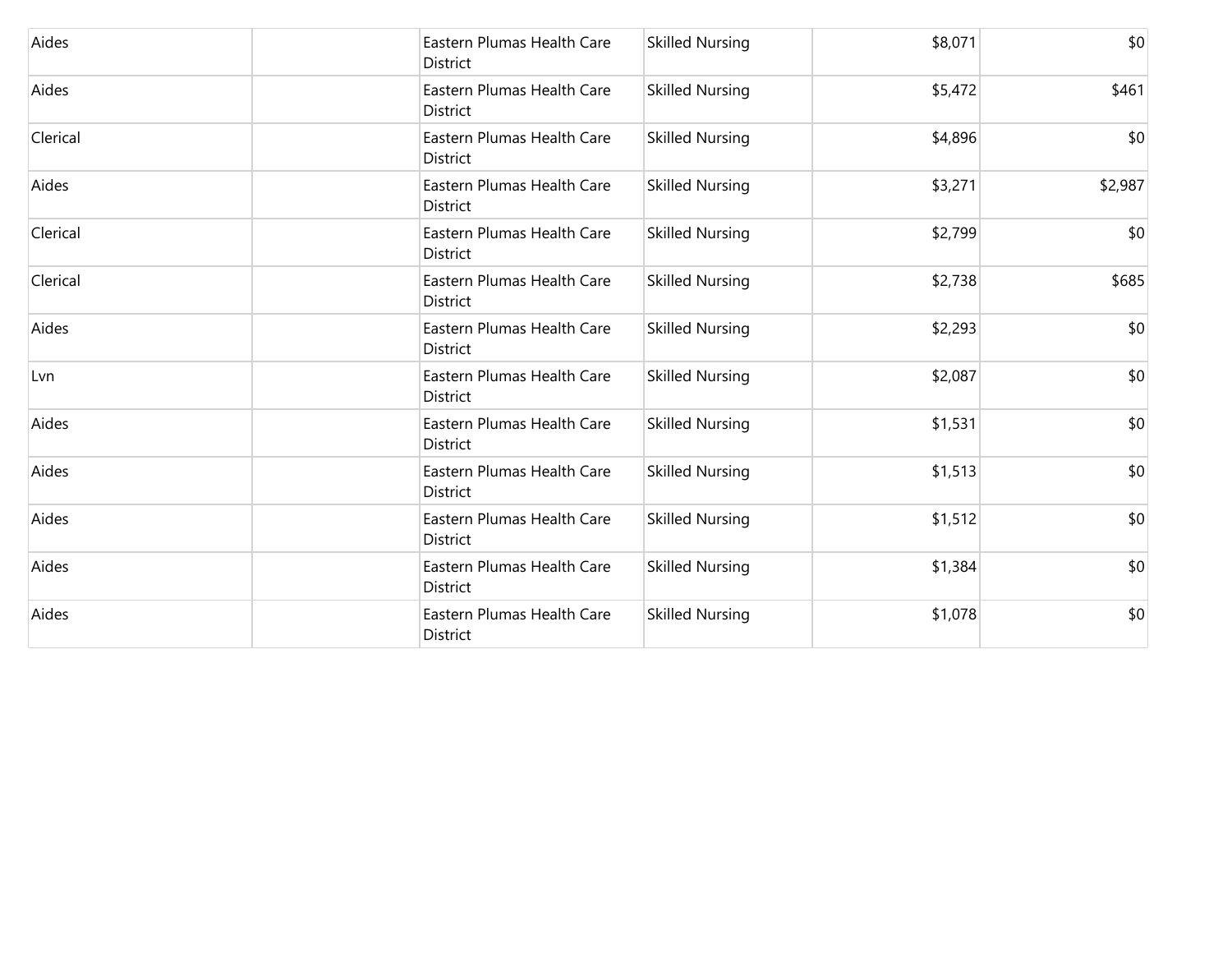| | | | | | |
|---|---|---|---|---|---|
| Aides | | Eastern Plumas Health Care District | Skilled Nursing | $8,071 | $0 |
| Aides | | Eastern Plumas Health Care District | Skilled Nursing | $5,472 | $461 |
| Clerical | | Eastern Plumas Health Care District | Skilled Nursing | $4,896 | $0 |
| Aides | | Eastern Plumas Health Care District | Skilled Nursing | $3,271 | $2,987 |
| Clerical | | Eastern Plumas Health Care District | Skilled Nursing | $2,799 | $0 |
| Clerical | | Eastern Plumas Health Care District | Skilled Nursing | $2,738 | $685 |
| Aides | | Eastern Plumas Health Care District | Skilled Nursing | $2,293 | $0 |
| Lvn | | Eastern Plumas Health Care District | Skilled Nursing | $2,087 | $0 |
| Aides | | Eastern Plumas Health Care District | Skilled Nursing | $1,531 | $0 |
| Aides | | Eastern Plumas Health Care District | Skilled Nursing | $1,513 | $0 |
| Aides | | Eastern Plumas Health Care District | Skilled Nursing | $1,512 | $0 |
| Aides | | Eastern Plumas Health Care District | Skilled Nursing | $1,384 | $0 |
| Aides | | Eastern Plumas Health Care District | Skilled Nursing | $1,078 | $0 |